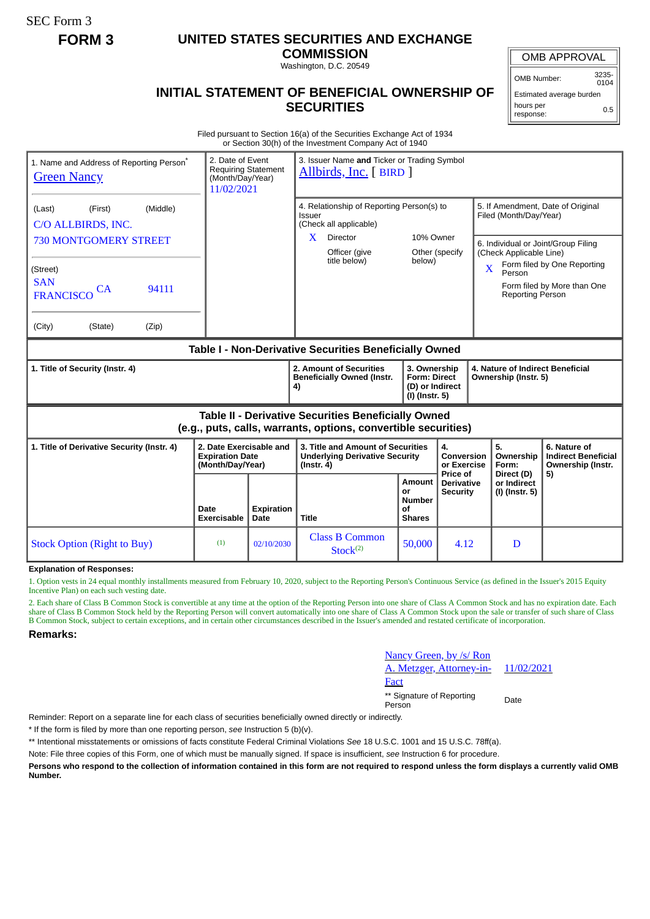SEC Form 3

**FORM 3**

# UNITED STATES SECURITIES AND EXCHANGE COMMISSION

Washington, D.C. 20549

## INITIAL STATEMENT OF BENEFICIAL OWNERSHIP OF SECURITIES

| OMB APPROVAL | |
|---|---|
| OMB Number: | 3235-0104 |
| Estimated average burden | |
| hours per response: | 0.5 |

Filed pursuant to Section 16(a) of the Securities Exchange Act of 1934 or Section 30(h) of the Investment Company Act of 1940

1. Name and Address of Reporting Person*
Green Nancy

(Last) (First) (Middle)
C/O ALLBIRDS, INC.
730 MONTGOMERY STREET

(Street)
SAN FRANCISCO CA 94111

(City) (State) (Zip)

2. Date of Event Requiring Statement (Month/Day/Year)
11/02/2021

3. Issuer Name **and** Ticker or Trading Symbol
Allbirds, Inc. [ BIRD ]

4. Relationship of Reporting Person(s) to Issuer (Check all applicable)
X Director
10% Owner
Officer (give title below)
Other (specify below)

5. If Amendment, Date of Original Filed (Month/Day/Year)

6. Individual or Joint/Group Filing (Check Applicable Line)
X Form filed by One Reporting Person
Form filed by More than One Reporting Person

### Table I - Non-Derivative Securities Beneficially Owned

| 1. Title of Security (Instr. 4) | 2. Amount of Securities Beneficially Owned (Instr. 4) | 3. Ownership Form: Direct (D) or Indirect (I) (Instr. 5) | 4. Nature of Indirect Beneficial Ownership (Instr. 5) |
|---|---|---|---|

### Table II - Derivative Securities Beneficially Owned (e.g., puts, calls, warrants, options, convertible securities)

| 1. Title of Derivative Security (Instr. 4) | 2. Date Exercisable and Expiration Date (Month/Day/Year) | | 3. Title and Amount of Securities Underlying Derivative Security (Instr. 4) | | 4. Conversion or Exercise Price of Derivative Security | 5. Ownership Form: Direct (D) or Indirect (I) (Instr. 5) | 6. Nature of Indirect Beneficial Ownership (Instr. 5) |
|---|---|---|---|---|---|---|---|
| | Date Exercisable | Expiration Date | Title | Amount or Number of Shares | | | |
| Stock Option (Right to Buy) | (1) | 02/10/2030 | Class B Common Stock(2) | 50,000 | 4.12 | D | |

**Explanation of Responses:**

1. Option vests in 24 equal monthly installments measured from February 10, 2020, subject to the Reporting Person's Continuous Service (as defined in the Issuer's 2015 Equity Incentive Plan) on each such vesting date.

2. Each share of Class B Common Stock is convertible at any time at the option of the Reporting Person into one share of Class A Common Stock and has no expiration date. Each share of Class B Common Stock held by the Reporting Person will convert automatically into one share of Class A Common Stock upon the sale or transfer of such share of Class B Common Stock, subject to certain exceptions, and in certain other circumstances described in the Issuer's amended and restated certificate of incorporation.

**Remarks:**

Nancy Green, by /s/ Ron A. Metzger, Attorney-in-Fact — 11/02/2021

** Signature of Reporting Person — Date

Reminder: Report on a separate line for each class of securities beneficially owned directly or indirectly.

* If the form is filed by more than one reporting person, *see* Instruction 5 (b)(v).

** Intentional misstatements or omissions of facts constitute Federal Criminal Violations *See* 18 U.S.C. 1001 and 15 U.S.C. 78ff(a).

Note: File three copies of this Form, one of which must be manually signed. If space is insufficient, *see* Instruction 6 for procedure.

**Persons who respond to the collection of information contained in this form are not required to respond unless the form displays a currently valid OMB Number.**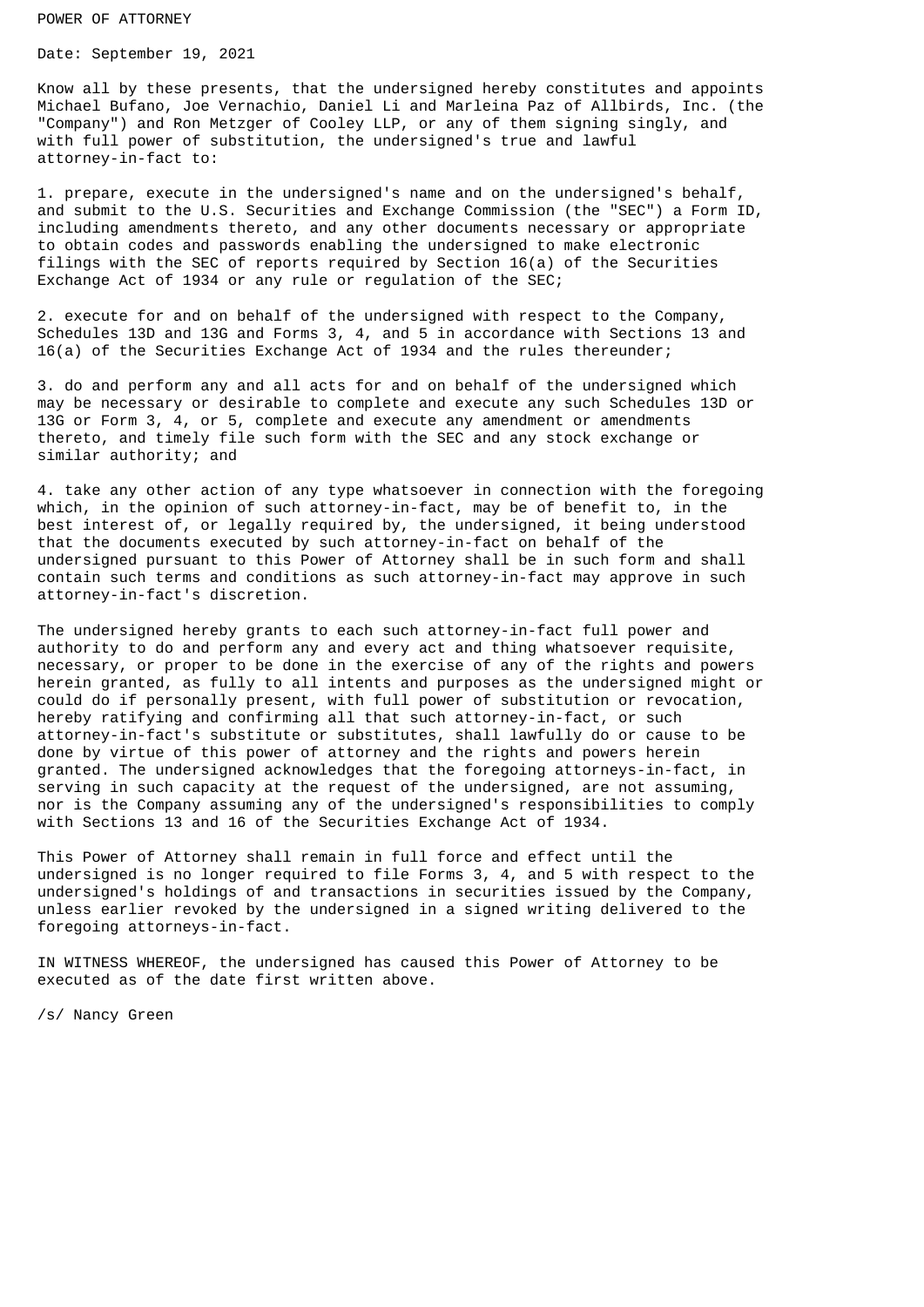# POWER OF ATTORNEY

Date: September 19, 2021

Know all by these presents, that the undersigned hereby constitutes and appoints Michael Bufano, Joe Vernachio, Daniel Li and Marleina Paz of Allbirds, Inc. (the "Company") and Ron Metzger of Cooley LLP, or any of them signing singly, and with full power of substitution, the undersigned's true and lawful attorney-in-fact to:

1. prepare, execute in the undersigned's name and on the undersigned's behalf, and submit to the U.S. Securities and Exchange Commission (the "SEC") a Form ID, including amendments thereto, and any other documents necessary or appropriate to obtain codes and passwords enabling the undersigned to make electronic filings with the SEC of reports required by Section 16(a) of the Securities Exchange Act of 1934 or any rule or regulation of the SEC;

2. execute for and on behalf of the undersigned with respect to the Company, Schedules 13D and 13G and Forms 3, 4, and 5 in accordance with Sections 13 and 16(a) of the Securities Exchange Act of 1934 and the rules thereunder;

3. do and perform any and all acts for and on behalf of the undersigned which may be necessary or desirable to complete and execute any such Schedules 13D or 13G or Form 3, 4, or 5, complete and execute any amendment or amendments thereto, and timely file such form with the SEC and any stock exchange or similar authority; and

4. take any other action of any type whatsoever in connection with the foregoing which, in the opinion of such attorney-in-fact, may be of benefit to, in the best interest of, or legally required by, the undersigned, it being understood that the documents executed by such attorney-in-fact on behalf of the undersigned pursuant to this Power of Attorney shall be in such form and shall contain such terms and conditions as such attorney-in-fact may approve in such attorney-in-fact's discretion.

The undersigned hereby grants to each such attorney-in-fact full power and authority to do and perform any and every act and thing whatsoever requisite, necessary, or proper to be done in the exercise of any of the rights and powers herein granted, as fully to all intents and purposes as the undersigned might or could do if personally present, with full power of substitution or revocation, hereby ratifying and confirming all that such attorney-in-fact, or such attorney-in-fact's substitute or substitutes, shall lawfully do or cause to be done by virtue of this power of attorney and the rights and powers herein granted. The undersigned acknowledges that the foregoing attorneys-in-fact, in serving in such capacity at the request of the undersigned, are not assuming, nor is the Company assuming any of the undersigned's responsibilities to comply with Sections 13 and 16 of the Securities Exchange Act of 1934.

This Power of Attorney shall remain in full force and effect until the undersigned is no longer required to file Forms 3, 4, and 5 with respect to the undersigned's holdings of and transactions in securities issued by the Company, unless earlier revoked by the undersigned in a signed writing delivered to the foregoing attorneys-in-fact.

IN WITNESS WHEREOF, the undersigned has caused this Power of Attorney to be executed as of the date first written above.

/s/ Nancy Green